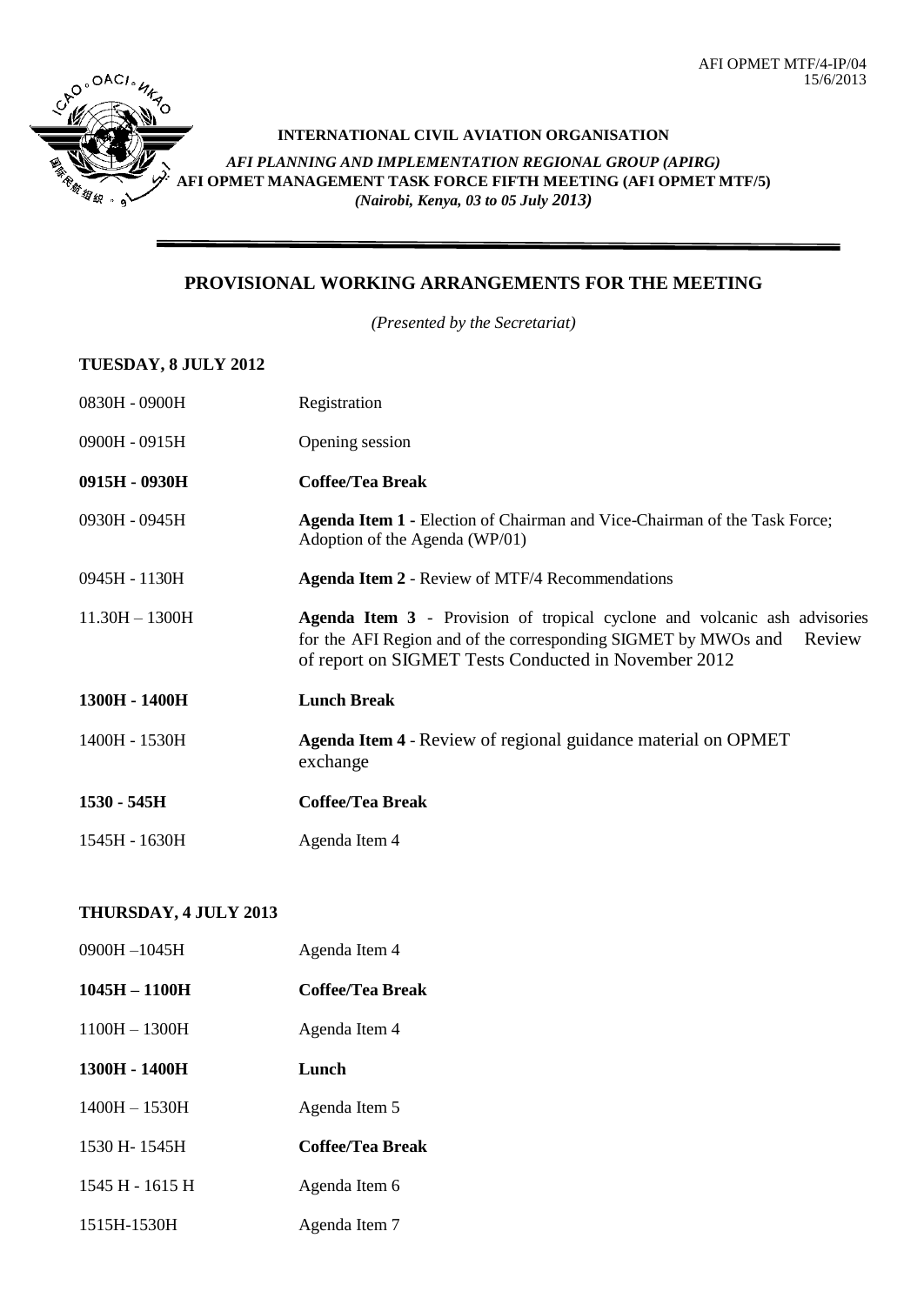AFI OPMET MTF/4-IP/04
15/6/2013

**INTERNATIONAL CIVIL AVIATION ORGANISATION**

***AFI PLANNING AND IMPLEMENTATION REGIONAL GROUP (APIRG)***
**AFI OPMET MANAGEMENT TASK FORCE FIFTH MEETING (AFI OPMET MTF/5)**
***(Nairobi, Kenya, 03 to 05 July 2013)***

## PROVISIONAL WORKING ARRANGEMENTS FOR THE MEETING

*(Presented by the Secretariat)*

### TUESDAY, 8 JULY 2012

| | |
|---|---|
| 0830H - 0900H | Registration |
| 0900H - 0915H | Opening session |
| **0915H - 0930H** | **Coffee/Tea Break** |
| 0930H - 0945H | **Agenda Item 1 -** Election of Chairman and Vice-Chairman of the Task Force; Adoption of the Agenda (WP/01) |
| 0945H - 1130H | **Agenda Item 2** - Review of MTF/4 Recommendations |
| 11.30H – 1300H | **Agenda Item 3** - Provision of tropical cyclone and volcanic ash advisories for the AFI Region and of the corresponding SIGMET by MWOs and Review of report on SIGMET Tests Conducted in November 2012 |
| **1300H - 1400H** | **Lunch Break** |
| 1400H - 1530H | **Agenda Item 4** - Review of regional guidance material on OPMET exchange |
| **1530 - 545H** | **Coffee/Tea Break** |
| 1545H - 1630H | Agenda Item 4 |

### THURSDAY, 4 JULY 2013

| | |
|---|---|
| 0900H –1045H | Agenda Item 4 |
| **1045H – 1100H** | **Coffee/Tea Break** |
| 1100H – 1300H | Agenda Item 4 |
| **1300H - 1400H** | **Lunch** |
| 1400H – 1530H | Agenda Item 5 |
| 1530 H- 1545H | **Coffee/Tea Break** |
| 1545 H - 1615 H | Agenda Item 6 |
| 1515H-1530H | Agenda Item 7 |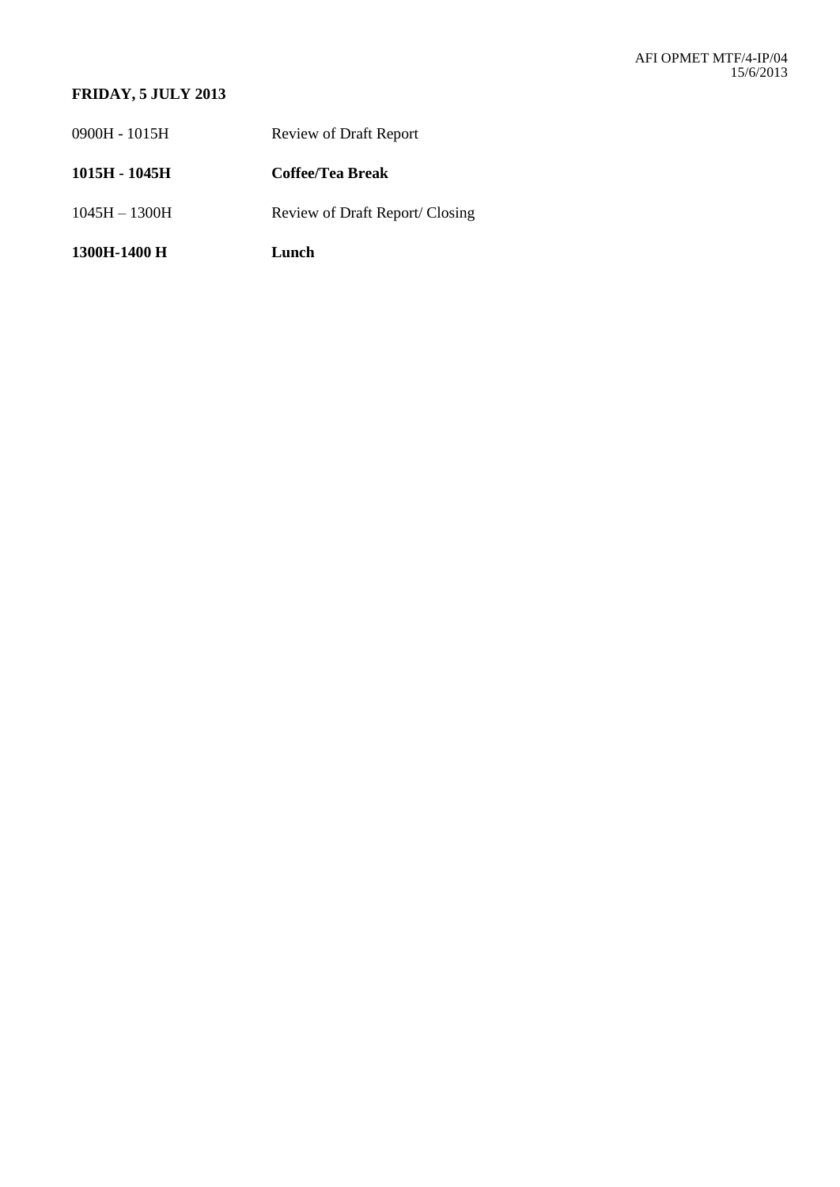**FRIDAY, 5 JULY 2013**

| | |
|---|---|
| 0900H - 1015H | Review of Draft Report |
| **1015H - 1045H** | **Coffee/Tea Break** |
| 1045H – 1300H | Review of Draft Report/ Closing |
| **1300H-1400 H** | **Lunch** |